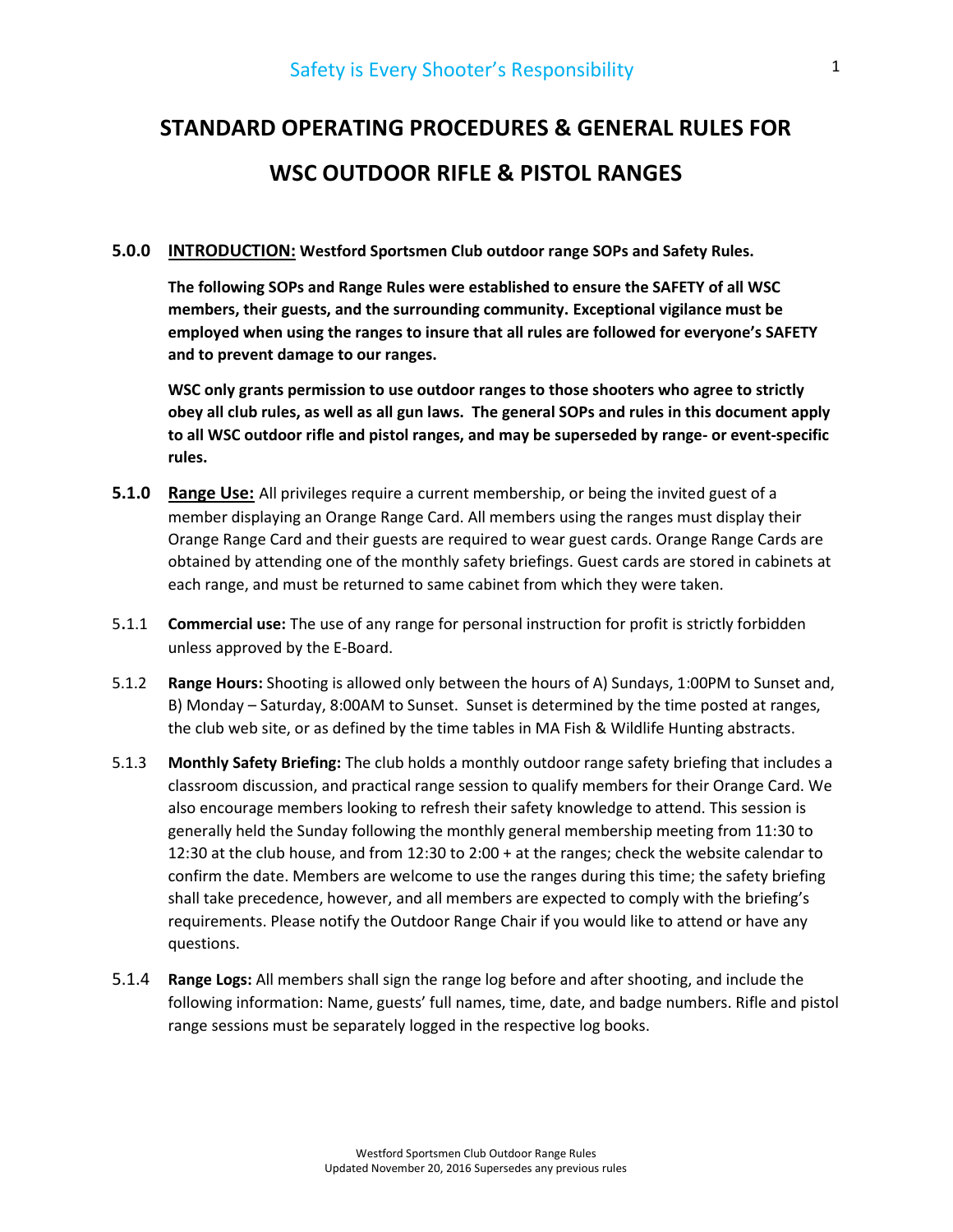# STANDARD OPERATING PROCEDURES & GENERAL RULES FOR WSC OUTDOOR RIFLE & PISTOL RANGES

**5.0.0** **INTRODUCTION: Westford Sportsmen Club outdoor range SOPs and Safety Rules.**

**The following SOPs and Range Rules were established to ensure the SAFETY of all WSC members, their guests, and the surrounding community. Exceptional vigilance must be employed when using the ranges to insure that all rules are followed for everyone's SAFETY and to prevent damage to our ranges.**

**WSC only grants permission to use outdoor ranges to those shooters who agree to strictly obey all club rules, as well as all gun laws. The general SOPs and rules in this document apply to all WSC outdoor rifle and pistol ranges, and may be superseded by range- or event-specific rules.**

**5.1.0** **Range Use:** All privileges require a current membership, or being the invited guest of a member displaying an Orange Range Card. All members using the ranges must display their Orange Range Card and their guests are required to wear guest cards. Orange Range Cards are obtained by attending one of the monthly safety briefings. Guest cards are stored in cabinets at each range, and must be returned to same cabinet from which they were taken.

5.1.1 **Commercial use:** The use of any range for personal instruction for profit is strictly forbidden unless approved by the E-Board.

5.1.2 **Range Hours:** Shooting is allowed only between the hours of A) Sundays, 1:00PM to Sunset and, B) Monday – Saturday, 8:00AM to Sunset. Sunset is determined by the time posted at ranges, the club web site, or as defined by the time tables in MA Fish & Wildlife Hunting abstracts.

5.1.3 **Monthly Safety Briefing:** The club holds a monthly outdoor range safety briefing that includes a classroom discussion, and practical range session to qualify members for their Orange Card. We also encourage members looking to refresh their safety knowledge to attend. This session is generally held the Sunday following the monthly general membership meeting from 11:30 to 12:30 at the club house, and from 12:30 to 2:00 + at the ranges; check the website calendar to confirm the date. Members are welcome to use the ranges during this time; the safety briefing shall take precedence, however, and all members are expected to comply with the briefing's requirements. Please notify the Outdoor Range Chair if you would like to attend or have any questions.

5.1.4 **Range Logs:** All members shall sign the range log before and after shooting, and include the following information: Name, guests' full names, time, date, and badge numbers. Rifle and pistol range sessions must be separately logged in the respective log books.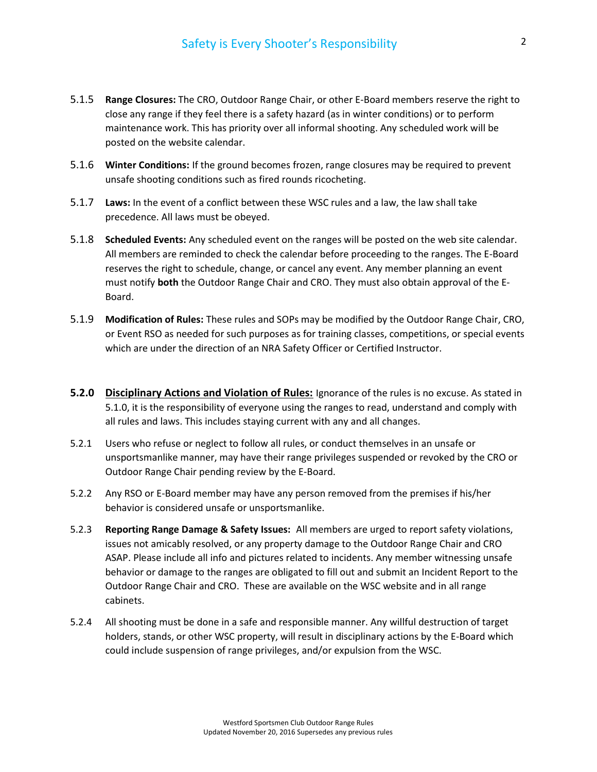5.1.5 **Range Closures:** The CRO, Outdoor Range Chair, or other E-Board members reserve the right to close any range if they feel there is a safety hazard (as in winter conditions) or to perform maintenance work. This has priority over all informal shooting. Any scheduled work will be posted on the website calendar.

5.1.6 **Winter Conditions:** If the ground becomes frozen, range closures may be required to prevent unsafe shooting conditions such as fired rounds ricocheting.

5.1.7 **Laws:** In the event of a conflict between these WSC rules and a law, the law shall take precedence. All laws must be obeyed.

5.1.8 **Scheduled Events:** Any scheduled event on the ranges will be posted on the web site calendar. All members are reminded to check the calendar before proceeding to the ranges. The E-Board reserves the right to schedule, change, or cancel any event. Any member planning an event must notify **both** the Outdoor Range Chair and CRO. They must also obtain approval of the E-Board.

5.1.9 **Modification of Rules:** These rules and SOPs may be modified by the Outdoor Range Chair, CRO, or Event RSO as needed for such purposes as for training classes, competitions, or special events which are under the direction of an NRA Safety Officer or Certified Instructor.

**5.2.0** **<u>Disciplinary Actions and Violation of Rules:</u>** Ignorance of the rules is no excuse. As stated in 5.1.0, it is the responsibility of everyone using the ranges to read, understand and comply with all rules and laws. This includes staying current with any and all changes.

5.2.1 Users who refuse or neglect to follow all rules, or conduct themselves in an unsafe or unsportsmanlike manner, may have their range privileges suspended or revoked by the CRO or Outdoor Range Chair pending review by the E-Board.

5.2.2 Any RSO or E-Board member may have any person removed from the premises if his/her behavior is considered unsafe or unsportsmanlike.

5.2.3 **Reporting Range Damage & Safety Issues:** All members are urged to report safety violations, issues not amicably resolved, or any property damage to the Outdoor Range Chair and CRO ASAP. Please include all info and pictures related to incidents. Any member witnessing unsafe behavior or damage to the ranges are obligated to fill out and submit an Incident Report to the Outdoor Range Chair and CRO. These are available on the WSC website and in all range cabinets.

5.2.4 All shooting must be done in a safe and responsible manner. Any willful destruction of target holders, stands, or other WSC property, will result in disciplinary actions by the E-Board which could include suspension of range privileges, and/or expulsion from the WSC.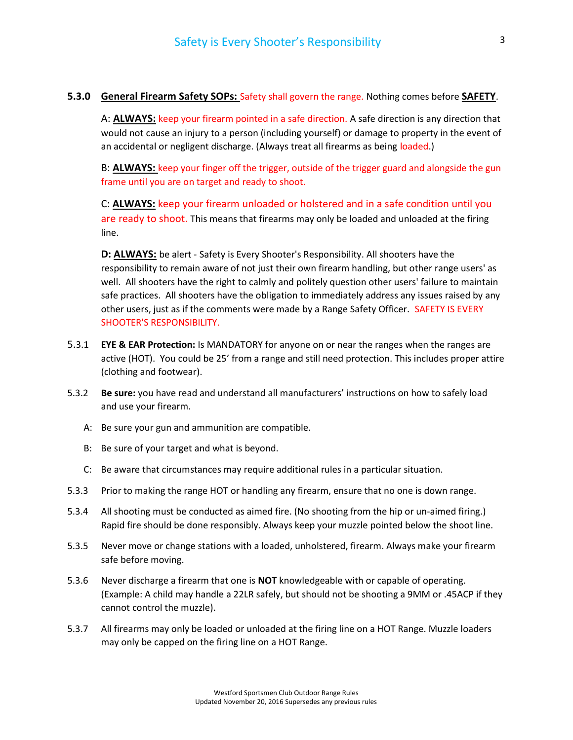**5.3.0 General Firearm Safety SOPs:** Safety shall govern the range. Nothing comes before **SAFETY**.

A: **ALWAYS:** keep your firearm pointed in a safe direction. A safe direction is any direction that would not cause an injury to a person (including yourself) or damage to property in the event of an accidental or negligent discharge. (Always treat all firearms as being loaded.)

B: **ALWAYS:** keep your finger off the trigger, outside of the trigger guard and alongside the gun frame until you are on target and ready to shoot.

C: **ALWAYS:** keep your firearm unloaded or holstered and in a safe condition until you are ready to shoot. This means that firearms may only be loaded and unloaded at the firing line.

**D: ALWAYS:** be alert - Safety is Every Shooter's Responsibility. All shooters have the responsibility to remain aware of not just their own firearm handling, but other range users' as well. All shooters have the right to calmly and politely question other users' failure to maintain safe practices. All shooters have the obligation to immediately address any issues raised by any other users, just as if the comments were made by a Range Safety Officer. SAFETY IS EVERY SHOOTER'S RESPONSIBILITY.

5.3.1 **EYE & EAR Protection:** Is MANDATORY for anyone on or near the ranges when the ranges are active (HOT). You could be 25' from a range and still need protection. This includes proper attire (clothing and footwear).

5.3.2 **Be sure:** you have read and understand all manufacturers' instructions on how to safely load and use your firearm.

A: Be sure your gun and ammunition are compatible.

B: Be sure of your target and what is beyond.

C: Be aware that circumstances may require additional rules in a particular situation.

5.3.3 Prior to making the range HOT or handling any firearm, ensure that no one is down range.

5.3.4 All shooting must be conducted as aimed fire. (No shooting from the hip or un-aimed firing.) Rapid fire should be done responsibly. Always keep your muzzle pointed below the shoot line.

5.3.5 Never move or change stations with a loaded, unholstered, firearm. Always make your firearm safe before moving.

5.3.6 Never discharge a firearm that one is **NOT** knowledgeable with or capable of operating. (Example: A child may handle a 22LR safely, but should not be shooting a 9MM or .45ACP if they cannot control the muzzle).

5.3.7 All firearms may only be loaded or unloaded at the firing line on a HOT Range. Muzzle loaders may only be capped on the firing line on a HOT Range.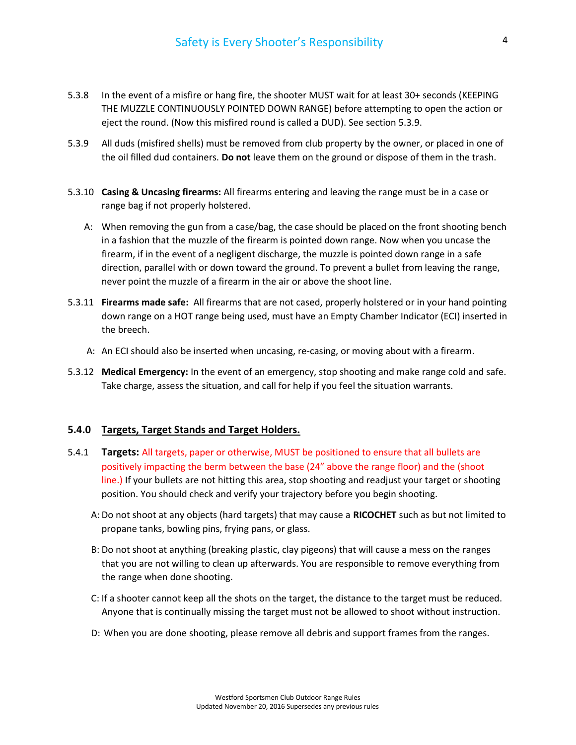5.3.8 In the event of a misfire or hang fire, the shooter MUST wait for at least 30+ seconds (KEEPING THE MUZZLE CONTINUOUSLY POINTED DOWN RANGE) before attempting to open the action or eject the round. (Now this misfired round is called a DUD). See section 5.3.9.

5.3.9 All duds (misfired shells) must be removed from club property by the owner, or placed in one of the oil filled dud containers. **Do not** leave them on the ground or dispose of them in the trash.

5.3.10 **Casing & Uncasing firearms:** All firearms entering and leaving the range must be in a case or range bag if not properly holstered.

A: When removing the gun from a case/bag, the case should be placed on the front shooting bench in a fashion that the muzzle of the firearm is pointed down range. Now when you uncase the firearm, if in the event of a negligent discharge, the muzzle is pointed down range in a safe direction, parallel with or down toward the ground. To prevent a bullet from leaving the range, never point the muzzle of a firearm in the air or above the shoot line.

5.3.11 **Firearms made safe:** All firearms that are not cased, properly holstered or in your hand pointing down range on a HOT range being used, must have an Empty Chamber Indicator (ECI) inserted in the breech.

A: An ECI should also be inserted when uncasing, re-casing, or moving about with a firearm.

5.3.12 **Medical Emergency:** In the event of an emergency, stop shooting and make range cold and safe. Take charge, assess the situation, and call for help if you feel the situation warrants.

### 5.4.0 Targets, Target Stands and Target Holders.

5.4.1 **Targets:** All targets, paper or otherwise, MUST be positioned to ensure that all bullets are positively impacting the berm between the base (24" above the range floor) and the (shoot line.) If your bullets are not hitting this area, stop shooting and readjust your target or shooting position. You should check and verify your trajectory before you begin shooting.

A: Do not shoot at any objects (hard targets) that may cause a **RICOCHET** such as but not limited to propane tanks, bowling pins, frying pans, or glass.

B: Do not shoot at anything (breaking plastic, clay pigeons) that will cause a mess on the ranges that you are not willing to clean up afterwards. You are responsible to remove everything from the range when done shooting.

C: If a shooter cannot keep all the shots on the target, the distance to the target must be reduced. Anyone that is continually missing the target must not be allowed to shoot without instruction.

D: When you are done shooting, please remove all debris and support frames from the ranges.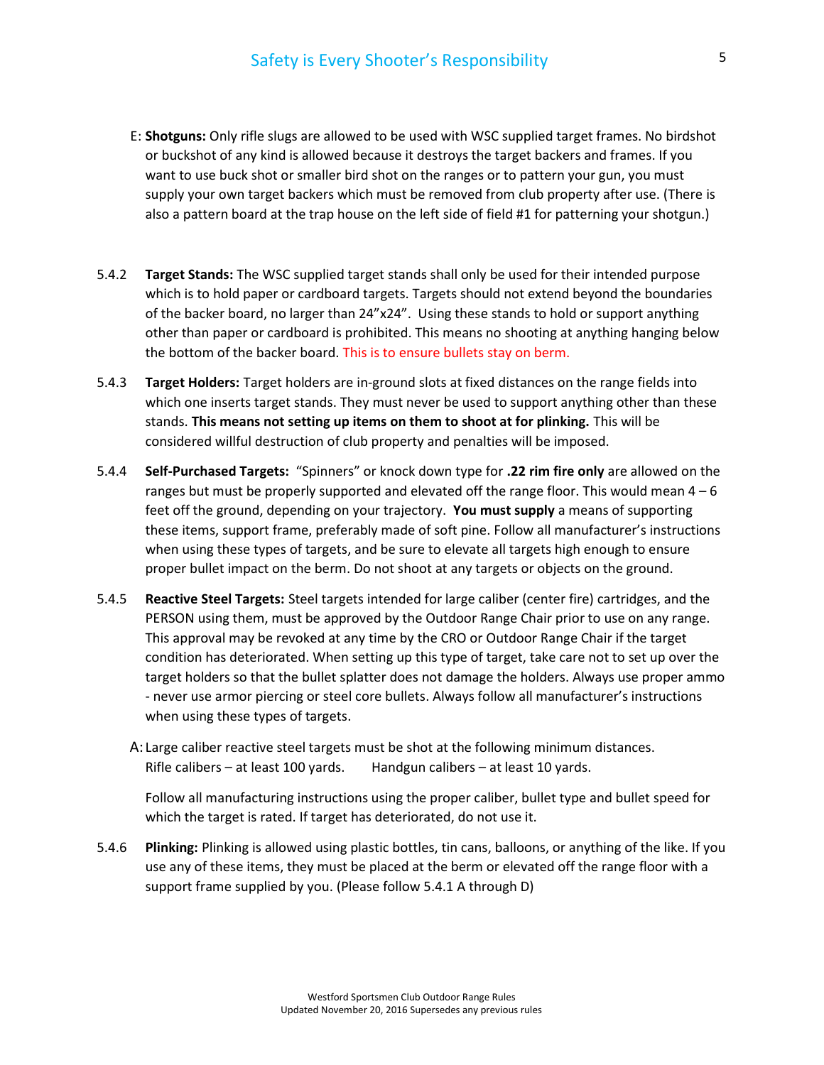E: **Shotguns:** Only rifle slugs are allowed to be used with WSC supplied target frames. No birdshot or buckshot of any kind is allowed because it destroys the target backers and frames. If you want to use buck shot or smaller bird shot on the ranges or to pattern your gun, you must supply your own target backers which must be removed from club property after use. (There is also a pattern board at the trap house on the left side of field #1 for patterning your shotgun.)

5.4.2 **Target Stands:** The WSC supplied target stands shall only be used for their intended purpose which is to hold paper or cardboard targets. Targets should not extend beyond the boundaries of the backer board, no larger than 24”x24”. Using these stands to hold or support anything other than paper or cardboard is prohibited. This means no shooting at anything hanging below the bottom of the backer board. This is to ensure bullets stay on berm.

5.4.3 **Target Holders:** Target holders are in-ground slots at fixed distances on the range fields into which one inserts target stands. They must never be used to support anything other than these stands. **This means not setting up items on them to shoot at for plinking.** This will be considered willful destruction of club property and penalties will be imposed.

5.4.4 **Self-Purchased Targets:** “Spinners” or knock down type for **.22 rim fire only** are allowed on the ranges but must be properly supported and elevated off the range floor. This would mean 4 – 6 feet off the ground, depending on your trajectory. **You must supply** a means of supporting these items, support frame, preferably made of soft pine. Follow all manufacturer’s instructions when using these types of targets, and be sure to elevate all targets high enough to ensure proper bullet impact on the berm. Do not shoot at any targets or objects on the ground.

5.4.5 **Reactive Steel Targets:** Steel targets intended for large caliber (center fire) cartridges, and the PERSON using them, must be approved by the Outdoor Range Chair prior to use on any range. This approval may be revoked at any time by the CRO or Outdoor Range Chair if the target condition has deteriorated. When setting up this type of target, take care not to set up over the target holders so that the bullet splatter does not damage the holders. Always use proper ammo - never use armor piercing or steel core bullets. Always follow all manufacturer’s instructions when using these types of targets.

A: Large caliber reactive steel targets must be shot at the following minimum distances.
Rifle calibers – at least 100 yards. Handgun calibers – at least 10 yards.

Follow all manufacturing instructions using the proper caliber, bullet type and bullet speed for which the target is rated. If target has deteriorated, do not use it.

5.4.6 **Plinking:** Plinking is allowed using plastic bottles, tin cans, balloons, or anything of the like. If you use any of these items, they must be placed at the berm or elevated off the range floor with a support frame supplied by you. (Please follow 5.4.1 A through D)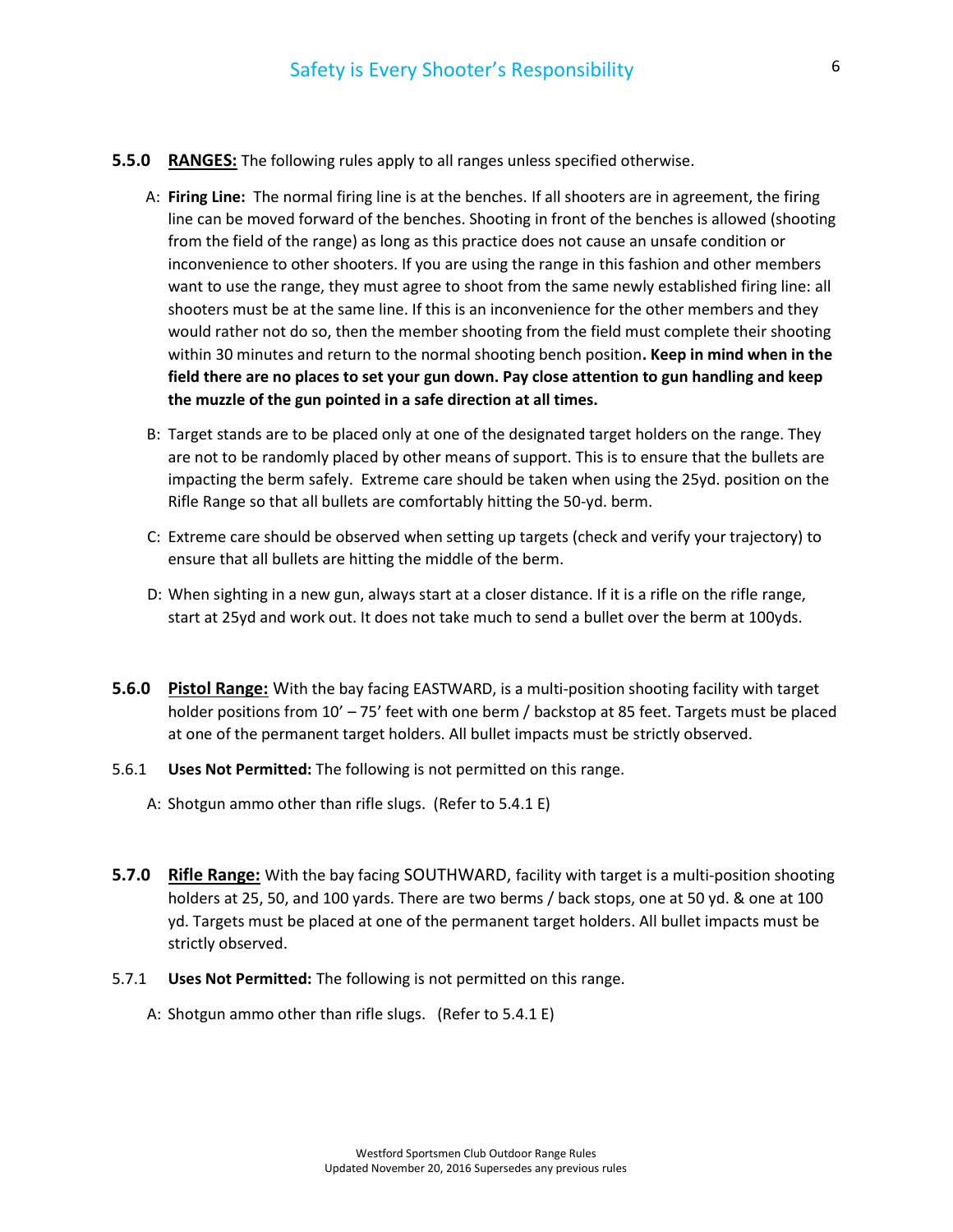**5.5.0** **RANGES:** The following rules apply to all ranges unless specified otherwise.

A: **Firing Line:** The normal firing line is at the benches. If all shooters are in agreement, the firing line can be moved forward of the benches. Shooting in front of the benches is allowed (shooting from the field of the range) as long as this practice does not cause an unsafe condition or inconvenience to other shooters. If you are using the range in this fashion and other members want to use the range, they must agree to shoot from the same newly established firing line: all shooters must be at the same line. If this is an inconvenience for the other members and they would rather not do so, then the member shooting from the field must complete their shooting within 30 minutes and return to the normal shooting bench position**. Keep in mind when in the field there are no places to set your gun down. Pay close attention to gun handling and keep the muzzle of the gun pointed in a safe direction at all times.**

B: Target stands are to be placed only at one of the designated target holders on the range. They are not to be randomly placed by other means of support. This is to ensure that the bullets are impacting the berm safely. Extreme care should be taken when using the 25yd. position on the Rifle Range so that all bullets are comfortably hitting the 50-yd. berm.

C: Extreme care should be observed when setting up targets (check and verify your trajectory) to ensure that all bullets are hitting the middle of the berm.

D: When sighting in a new gun, always start at a closer distance. If it is a rifle on the rifle range, start at 25yd and work out. It does not take much to send a bullet over the berm at 100yds.

**5.6.0** **Pistol Range:** With the bay facing EASTWARD, is a multi-position shooting facility with target holder positions from 10' – 75' feet with one berm / backstop at 85 feet. Targets must be placed at one of the permanent target holders. All bullet impacts must be strictly observed.

5.6.1 **Uses Not Permitted:** The following is not permitted on this range.

A: Shotgun ammo other than rifle slugs. (Refer to 5.4.1 E)

**5.7.0** **Rifle Range:** With the bay facing SOUTHWARD, facility with target is a multi-position shooting holders at 25, 50, and 100 yards. There are two berms / back stops, one at 50 yd. & one at 100 yd. Targets must be placed at one of the permanent target holders. All bullet impacts must be strictly observed.

5.7.1 **Uses Not Permitted:** The following is not permitted on this range.

A: Shotgun ammo other than rifle slugs. (Refer to 5.4.1 E)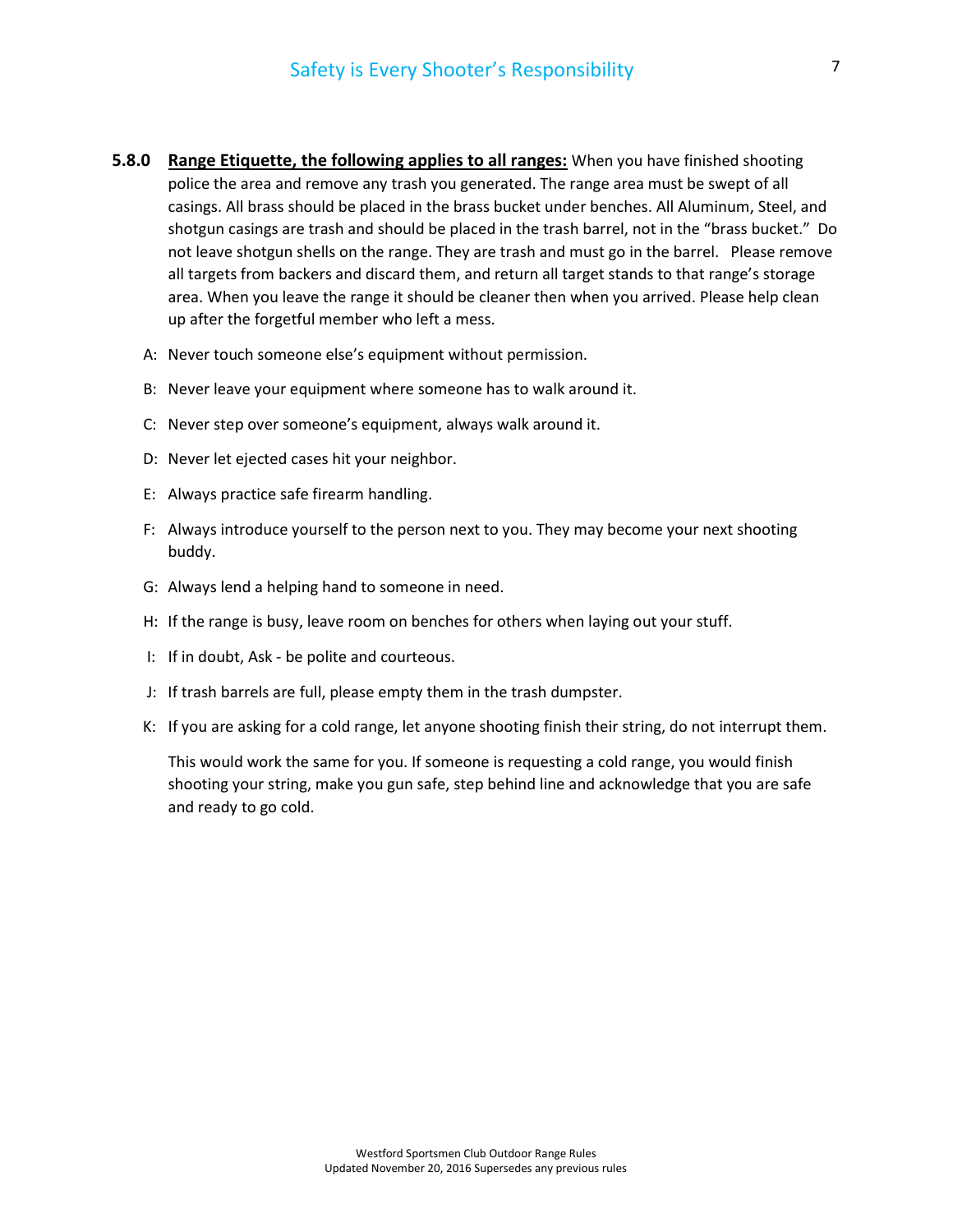**5.8.0** **<u>Range Etiquette, the following applies to all ranges:</u>** When you have finished shooting police the area and remove any trash you generated. The range area must be swept of all casings. All brass should be placed in the brass bucket under benches. All Aluminum, Steel, and shotgun casings are trash and should be placed in the trash barrel, not in the "brass bucket." Do not leave shotgun shells on the range. They are trash and must go in the barrel. Please remove all targets from backers and discard them, and return all target stands to that range's storage area. When you leave the range it should be cleaner then when you arrived. Please help clean up after the forgetful member who left a mess.

A: Never touch someone else's equipment without permission.

B: Never leave your equipment where someone has to walk around it.

C: Never step over someone's equipment, always walk around it.

D: Never let ejected cases hit your neighbor.

E: Always practice safe firearm handling.

F: Always introduce yourself to the person next to you. They may become your next shooting buddy.

G: Always lend a helping hand to someone in need.

H: If the range is busy, leave room on benches for others when laying out your stuff.

I: If in doubt, Ask - be polite and courteous.

J: If trash barrels are full, please empty them in the trash dumpster.

K: If you are asking for a cold range, let anyone shooting finish their string, do not interrupt them.

This would work the same for you. If someone is requesting a cold range, you would finish shooting your string, make you gun safe, step behind line and acknowledge that you are safe and ready to go cold.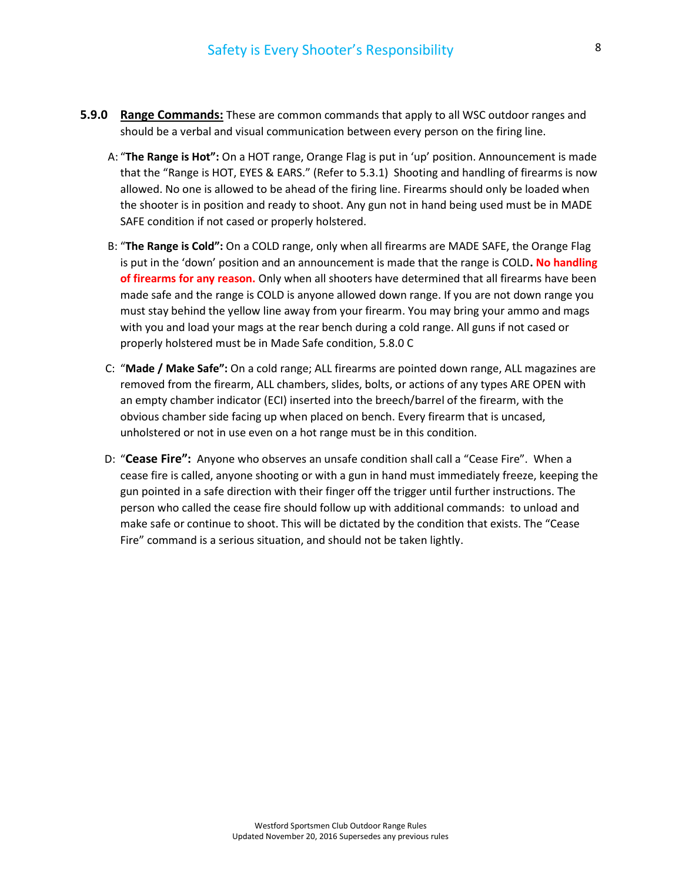**5.9.0** <u>**Range Commands:**</u> These are common commands that apply to all WSC outdoor ranges and should be a verbal and visual communication between every person on the firing line.

A: "**The Range is Hot":** On a HOT range, Orange Flag is put in 'up' position. Announcement is made that the "Range is HOT, EYES & EARS." (Refer to 5.3.1) Shooting and handling of firearms is now allowed. No one is allowed to be ahead of the firing line. Firearms should only be loaded when the shooter is in position and ready to shoot. Any gun not in hand being used must be in MADE SAFE condition if not cased or properly holstered.

B: "**The Range is Cold":** On a COLD range, only when all firearms are MADE SAFE, the Orange Flag is put in the 'down' position and an announcement is made that the range is COLD**. No handling of firearms for any reason.** Only when all shooters have determined that all firearms have been made safe and the range is COLD is anyone allowed down range. If you are not down range you must stay behind the yellow line away from your firearm. You may bring your ammo and mags with you and load your mags at the rear bench during a cold range. All guns if not cased or properly holstered must be in Made Safe condition, 5.8.0 C

C: "**Made / Make Safe":** On a cold range; ALL firearms are pointed down range, ALL magazines are removed from the firearm, ALL chambers, slides, bolts, or actions of any types ARE OPEN with an empty chamber indicator (ECI) inserted into the breech/barrel of the firearm, with the obvious chamber side facing up when placed on bench. Every firearm that is uncased, unholstered or not in use even on a hot range must be in this condition.

D: "**Cease Fire":** Anyone who observes an unsafe condition shall call a "Cease Fire". When a cease fire is called, anyone shooting or with a gun in hand must immediately freeze, keeping the gun pointed in a safe direction with their finger off the trigger until further instructions. The person who called the cease fire should follow up with additional commands: to unload and make safe or continue to shoot. This will be dictated by the condition that exists. The "Cease Fire" command is a serious situation, and should not be taken lightly.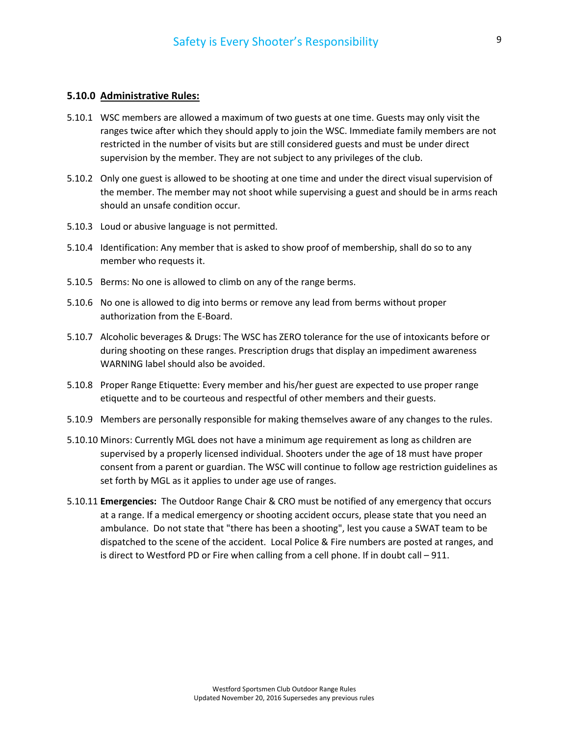### 5.10.0 Administrative Rules:

5.10.1 WSC members are allowed a maximum of two guests at one time. Guests may only visit the ranges twice after which they should apply to join the WSC. Immediate family members are not restricted in the number of visits but are still considered guests and must be under direct supervision by the member. They are not subject to any privileges of the club.

5.10.2 Only one guest is allowed to be shooting at one time and under the direct visual supervision of the member. The member may not shoot while supervising a guest and should be in arms reach should an unsafe condition occur.

5.10.3 Loud or abusive language is not permitted.

5.10.4 Identification: Any member that is asked to show proof of membership, shall do so to any member who requests it.

5.10.5 Berms: No one is allowed to climb on any of the range berms.

5.10.6 No one is allowed to dig into berms or remove any lead from berms without proper authorization from the E-Board.

5.10.7 Alcoholic beverages & Drugs: The WSC has ZERO tolerance for the use of intoxicants before or during shooting on these ranges. Prescription drugs that display an impediment awareness WARNING label should also be avoided.

5.10.8 Proper Range Etiquette: Every member and his/her guest are expected to use proper range etiquette and to be courteous and respectful of other members and their guests.

5.10.9 Members are personally responsible for making themselves aware of any changes to the rules.

5.10.10 Minors: Currently MGL does not have a minimum age requirement as long as children are supervised by a properly licensed individual. Shooters under the age of 18 must have proper consent from a parent or guardian. The WSC will continue to follow age restriction guidelines as set forth by MGL as it applies to under age use of ranges.

5.10.11 **Emergencies:** The Outdoor Range Chair & CRO must be notified of any emergency that occurs at a range. If a medical emergency or shooting accident occurs, please state that you need an ambulance. Do not state that "there has been a shooting", lest you cause a SWAT team to be dispatched to the scene of the accident. Local Police & Fire numbers are posted at ranges, and is direct to Westford PD or Fire when calling from a cell phone. If in doubt call – 911.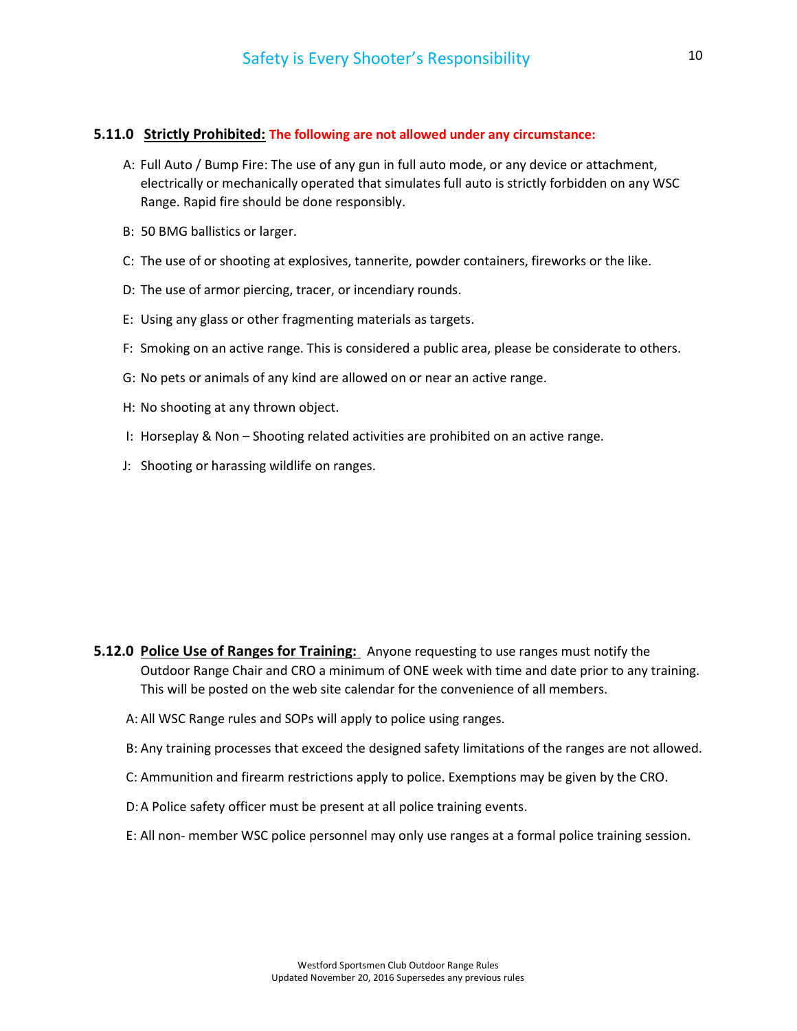### 5.11.0 **Strictly Prohibited:** **The following are not allowed under any circumstance:**

A: Full Auto / Bump Fire: The use of any gun in full auto mode, or any device or attachment, electrically or mechanically operated that simulates full auto is strictly forbidden on any WSC Range. Rapid fire should be done responsibly.

B: 50 BMG ballistics or larger.

C: The use of or shooting at explosives, tannerite, powder containers, fireworks or the like.

D: The use of armor piercing, tracer, or incendiary rounds.

E: Using any glass or other fragmenting materials as targets.

F: Smoking on an active range. This is considered a public area, please be considerate to others.

G: No pets or animals of any kind are allowed on or near an active range.

H: No shooting at any thrown object.

I: Horseplay & Non – Shooting related activities are prohibited on an active range.

J: Shooting or harassing wildlife on ranges.

### 5.12.0 **Police Use of Ranges for Training:** Anyone requesting to use ranges must notify the Outdoor Range Chair and CRO a minimum of ONE week with time and date prior to any training. This will be posted on the web site calendar for the convenience of all members.

A: All WSC Range rules and SOPs will apply to police using ranges.

B: Any training processes that exceed the designed safety limitations of the ranges are not allowed.

C: Ammunition and firearm restrictions apply to police. Exemptions may be given by the CRO.

D: A Police safety officer must be present at all police training events.

E: All non- member WSC police personnel may only use ranges at a formal police training session.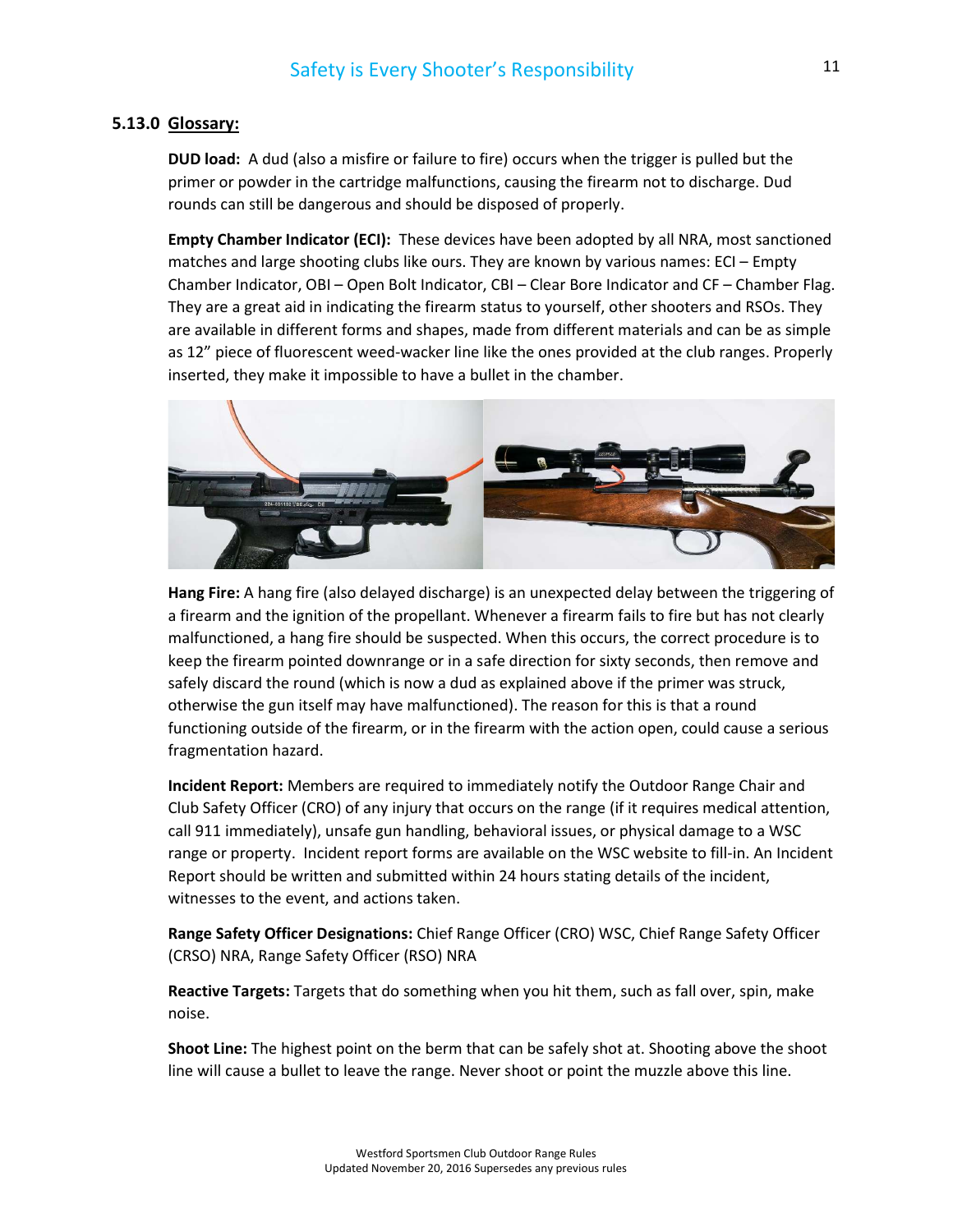### 5.13.0 Glossary:

**DUD load:** A dud (also a misfire or failure to fire) occurs when the trigger is pulled but the primer or powder in the cartridge malfunctions, causing the firearm not to discharge. Dud rounds can still be dangerous and should be disposed of properly.

**Empty Chamber Indicator (ECI):** These devices have been adopted by all NRA, most sanctioned matches and large shooting clubs like ours. They are known by various names: ECI – Empty Chamber Indicator, OBI – Open Bolt Indicator, CBI – Clear Bore Indicator and CF – Chamber Flag. They are a great aid in indicating the firearm status to yourself, other shooters and RSOs. They are available in different forms and shapes, made from different materials and can be as simple as 12" piece of fluorescent weed-wacker line like the ones provided at the club ranges. Properly inserted, they make it impossible to have a bullet in the chamber.

**Hang Fire:** A hang fire (also delayed discharge) is an unexpected delay between the triggering of a firearm and the ignition of the propellant. Whenever a firearm fails to fire but has not clearly malfunctioned, a hang fire should be suspected. When this occurs, the correct procedure is to keep the firearm pointed downrange or in a safe direction for sixty seconds, then remove and safely discard the round (which is now a dud as explained above if the primer was struck, otherwise the gun itself may have malfunctioned). The reason for this is that a round functioning outside of the firearm, or in the firearm with the action open, could cause a serious fragmentation hazard.

**Incident Report:** Members are required to immediately notify the Outdoor Range Chair and Club Safety Officer (CRO) of any injury that occurs on the range (if it requires medical attention, call 911 immediately), unsafe gun handling, behavioral issues, or physical damage to a WSC range or property. Incident report forms are available on the WSC website to fill-in. An Incident Report should be written and submitted within 24 hours stating details of the incident, witnesses to the event, and actions taken.

**Range Safety Officer Designations:** Chief Range Officer (CRO) WSC, Chief Range Safety Officer (CRSO) NRA, Range Safety Officer (RSO) NRA

**Reactive Targets:** Targets that do something when you hit them, such as fall over, spin, make noise.

**Shoot Line:** The highest point on the berm that can be safely shot at. Shooting above the shoot line will cause a bullet to leave the range. Never shoot or point the muzzle above this line.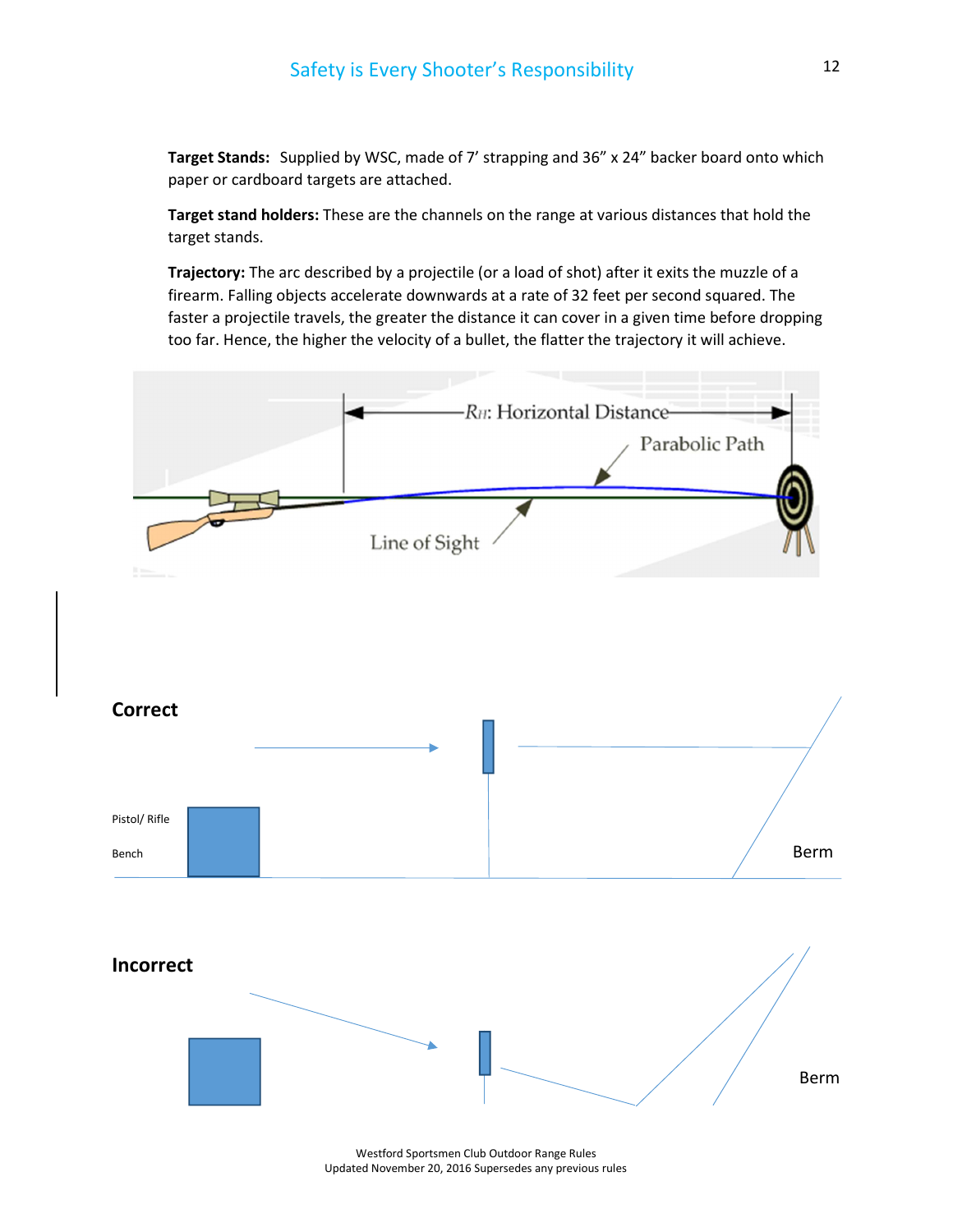**Target Stands:** Supplied by WSC, made of 7' strapping and 36" x 24" backer board onto which paper or cardboard targets are attached.

**Target stand holders:** These are the channels on the range at various distances that hold the target stands.

**Trajectory:** The arc described by a projectile (or a load of shot) after it exits the muzzle of a firearm. Falling objects accelerate downwards at a rate of 32 feet per second squared. The faster a projectile travels, the greater the distance it can cover in a given time before dropping too far. Hence, the higher the velocity of a bullet, the flatter the trajectory it will achieve.

$R_H$: Horizontal Distance

Parabolic Path

Line of Sight

**Correct**

Pistol/ Rifle

Bench

Berm

**Incorrect**

Berm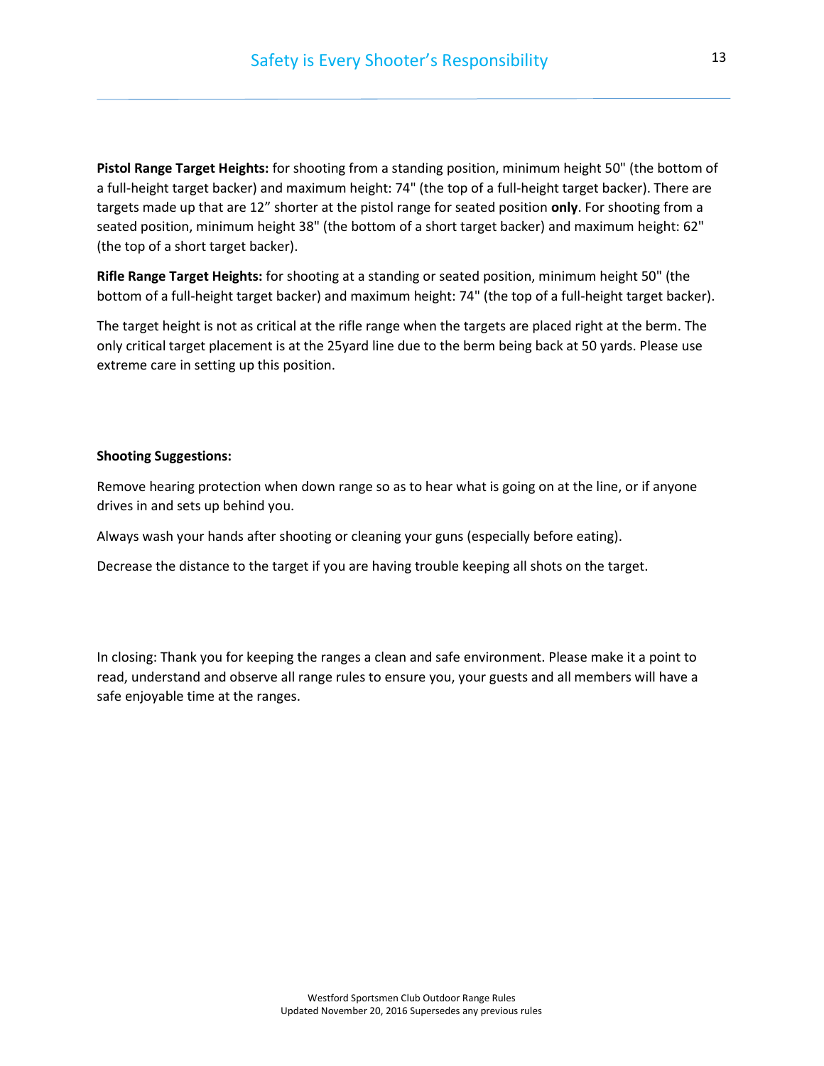**Pistol Range Target Heights:** for shooting from a standing position, minimum height 50" (the bottom of a full-height target backer) and maximum height: 74" (the top of a full-height target backer). There are targets made up that are 12” shorter at the pistol range for seated position **only**. For shooting from a seated position, minimum height 38" (the bottom of a short target backer) and maximum height: 62" (the top of a short target backer).

**Rifle Range Target Heights:** for shooting at a standing or seated position, minimum height 50" (the bottom of a full-height target backer) and maximum height: 74" (the top of a full-height target backer).

The target height is not as critical at the rifle range when the targets are placed right at the berm. The only critical target placement is at the 25yard line due to the berm being back at 50 yards. Please use extreme care in setting up this position.

**Shooting Suggestions:**

Remove hearing protection when down range so as to hear what is going on at the line, or if anyone drives in and sets up behind you.

Always wash your hands after shooting or cleaning your guns (especially before eating).

Decrease the distance to the target if you are having trouble keeping all shots on the target.

In closing: Thank you for keeping the ranges a clean and safe environment. Please make it a point to read, understand and observe all range rules to ensure you, your guests and all members will have a safe enjoyable time at the ranges.